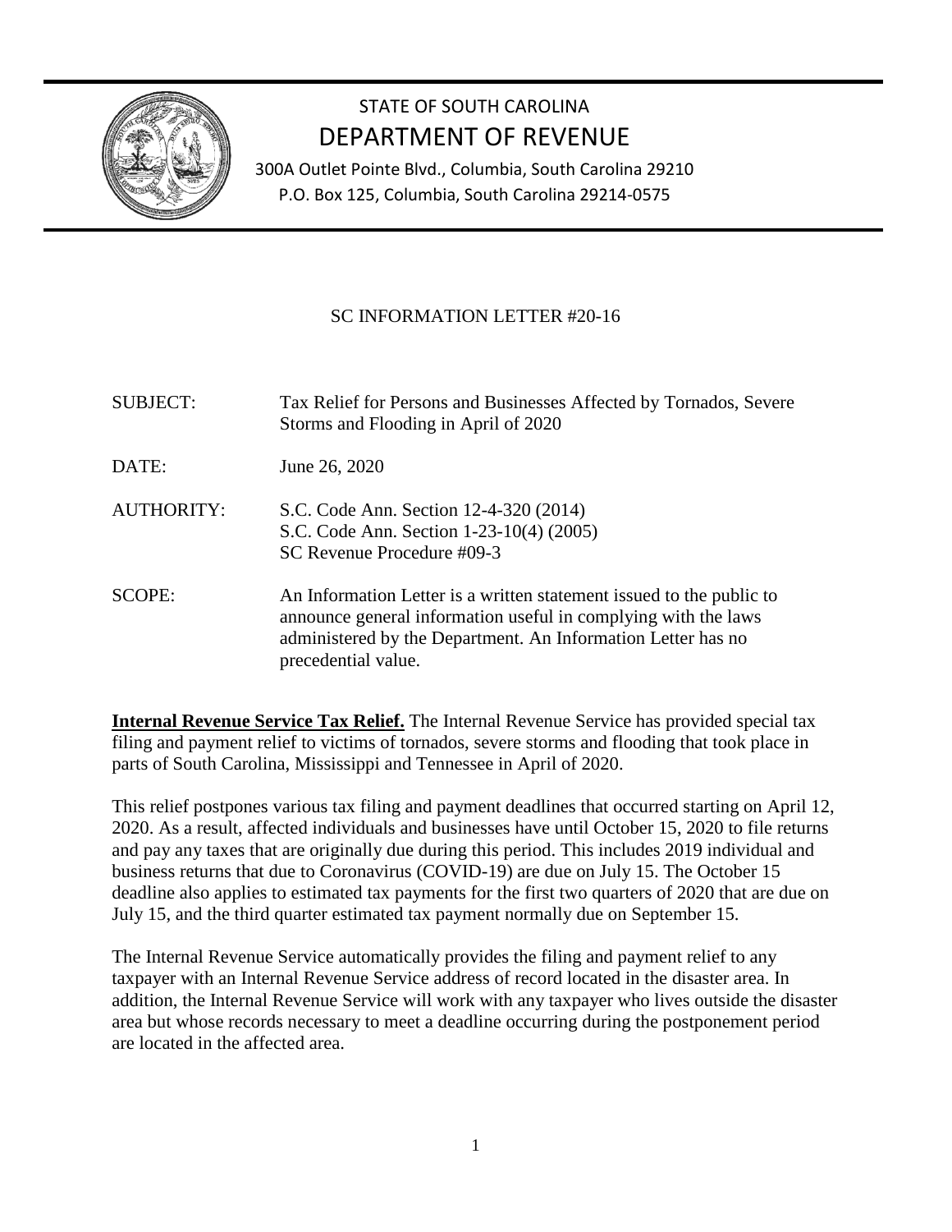# STATE OF SOUTH CAROLINA
# DEPARTMENT OF REVENUE

300A Outlet Pointe Blvd., Columbia, South Carolina 29210
P.O. Box 125, Columbia, South Carolina 29214-0575

## SC INFORMATION LETTER #20-16

| | |
|---|---|
| SUBJECT: | Tax Relief for Persons and Businesses Affected by Tornados, Severe Storms and Flooding in April of 2020 |
| DATE: | June 26, 2020 |
| AUTHORITY: | S.C. Code Ann. Section 12-4-320 (2014)<br>S.C. Code Ann. Section 1-23-10(4) (2005)<br>SC Revenue Procedure #09-3 |
| SCOPE: | An Information Letter is a written statement issued to the public to announce general information useful in complying with the laws administered by the Department. An Information Letter has no precedential value. |

**Internal Revenue Service Tax Relief.** The Internal Revenue Service has provided special tax filing and payment relief to victims of tornados, severe storms and flooding that took place in parts of South Carolina, Mississippi and Tennessee in April of 2020.

This relief postpones various tax filing and payment deadlines that occurred starting on April 12, 2020. As a result, affected individuals and businesses have until October 15, 2020 to file returns and pay any taxes that are originally due during this period. This includes 2019 individual and business returns that due to Coronavirus (COVID-19) are due on July 15. The October 15 deadline also applies to estimated tax payments for the first two quarters of 2020 that are due on July 15, and the third quarter estimated tax payment normally due on September 15.

The Internal Revenue Service automatically provides the filing and payment relief to any taxpayer with an Internal Revenue Service address of record located in the disaster area. In addition, the Internal Revenue Service will work with any taxpayer who lives outside the disaster area but whose records necessary to meet a deadline occurring during the postponement period are located in the affected area.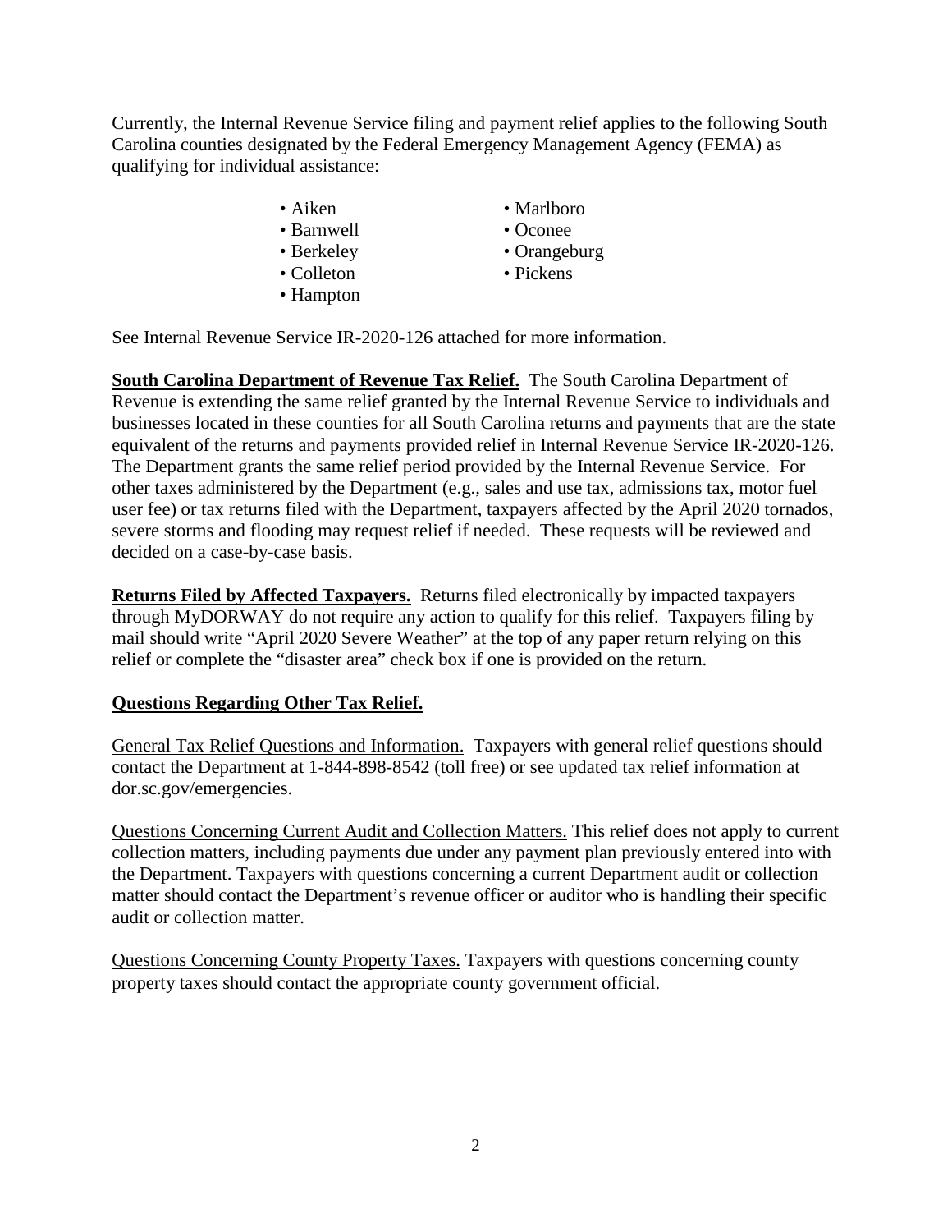Currently, the Internal Revenue Service filing and payment relief applies to the following South Carolina counties designated by the Federal Emergency Management Agency (FEMA) as qualifying for individual assistance:

- Aiken
- Barnwell
- Berkeley
- Colleton
- Hampton
- Marlboro
- Oconee
- Orangeburg
- Pickens

See Internal Revenue Service IR-2020-126 attached for more information.

**South Carolina Department of Revenue Tax Relief.** The South Carolina Department of Revenue is extending the same relief granted by the Internal Revenue Service to individuals and businesses located in these counties for all South Carolina returns and payments that are the state equivalent of the returns and payments provided relief in Internal Revenue Service IR-2020-126. The Department grants the same relief period provided by the Internal Revenue Service. For other taxes administered by the Department (e.g., sales and use tax, admissions tax, motor fuel user fee) or tax returns filed with the Department, taxpayers affected by the April 2020 tornados, severe storms and flooding may request relief if needed. These requests will be reviewed and decided on a case-by-case basis.

**Returns Filed by Affected Taxpayers.** Returns filed electronically by impacted taxpayers through MyDORWAY do not require any action to qualify for this relief. Taxpayers filing by mail should write "April 2020 Severe Weather" at the top of any paper return relying on this relief or complete the "disaster area" check box if one is provided on the return.

**Questions Regarding Other Tax Relief.**

General Tax Relief Questions and Information. Taxpayers with general relief questions should contact the Department at 1-844-898-8542 (toll free) or see updated tax relief information at dor.sc.gov/emergencies.

Questions Concerning Current Audit and Collection Matters. This relief does not apply to current collection matters, including payments due under any payment plan previously entered into with the Department. Taxpayers with questions concerning a current Department audit or collection matter should contact the Department's revenue officer or auditor who is handling their specific audit or collection matter.

Questions Concerning County Property Taxes. Taxpayers with questions concerning county property taxes should contact the appropriate county government official.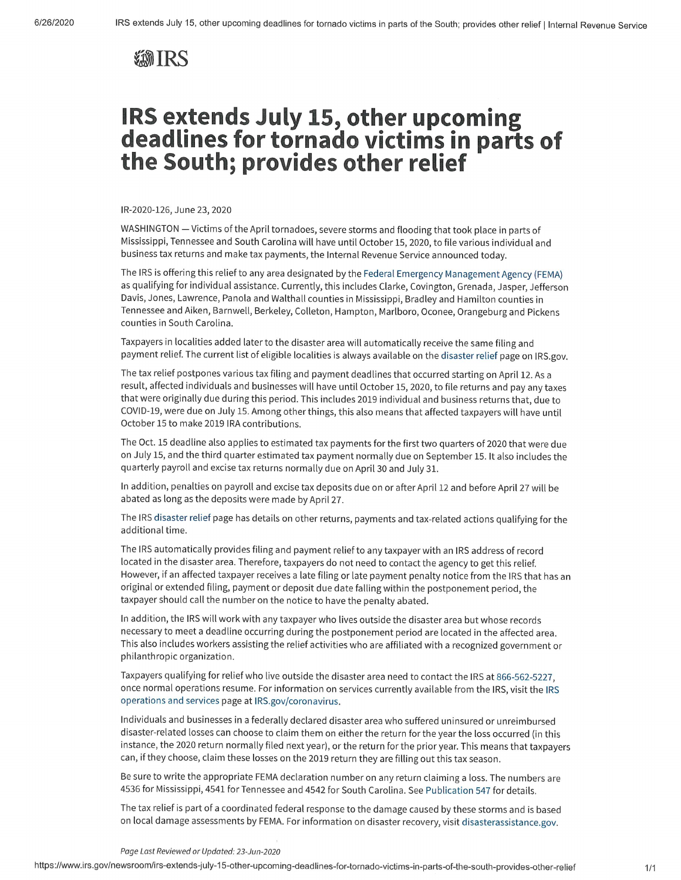IRS

# IRS extends July 15, other upcoming deadlines for tornado victims in parts of the South; provides other relief

IR-2020-126, June 23, 2020

WASHINGTON — Victims of the April tornadoes, severe storms and flooding that took place in parts of Mississippi, Tennessee and South Carolina will have until October 15, 2020, to file various individual and business tax returns and make tax payments, the Internal Revenue Service announced today.

The IRS is offering this relief to any area designated by the Federal Emergency Management Agency (FEMA) as qualifying for individual assistance. Currently, this includes Clarke, Covington, Grenada, Jasper, Jefferson Davis, Jones, Lawrence, Panola and Walthall counties in Mississippi, Bradley and Hamilton counties in Tennessee and Aiken, Barnwell, Berkeley, Colleton, Hampton, Marlboro, Oconee, Orangeburg and Pickens counties in South Carolina.

Taxpayers in localities added later to the disaster area will automatically receive the same filing and payment relief. The current list of eligible localities is always available on the disaster relief page on IRS.gov.

The tax relief postpones various tax filing and payment deadlines that occurred starting on April 12. As a result, affected individuals and businesses will have until October 15, 2020, to file returns and pay any taxes that were originally due during this period. This includes 2019 individual and business returns that, due to COVID-19, were due on July 15. Among other things, this also means that affected taxpayers will have until October 15 to make 2019 IRA contributions.

The Oct. 15 deadline also applies to estimated tax payments for the first two quarters of 2020 that were due on July 15, and the third quarter estimated tax payment normally due on September 15. It also includes the quarterly payroll and excise tax returns normally due on April 30 and July 31.

In addition, penalties on payroll and excise tax deposits due on or after April 12 and before April 27 will be abated as long as the deposits were made by April 27.

The IRS disaster relief page has details on other returns, payments and tax-related actions qualifying for the additional time.

The IRS automatically provides filing and payment relief to any taxpayer with an IRS address of record located in the disaster area. Therefore, taxpayers do not need to contact the agency to get this relief. However, if an affected taxpayer receives a late filing or late payment penalty notice from the IRS that has an original or extended filing, payment or deposit due date falling within the postponement period, the taxpayer should call the number on the notice to have the penalty abated.

In addition, the IRS will work with any taxpayer who lives outside the disaster area but whose records necessary to meet a deadline occurring during the postponement period are located in the affected area. This also includes workers assisting the relief activities who are affiliated with a recognized government or philanthropic organization.

Taxpayers qualifying for relief who live outside the disaster area need to contact the IRS at 866-562-5227, once normal operations resume. For information on services currently available from the IRS, visit the IRS operations and services page at IRS.gov/coronavirus.

Individuals and businesses in a federally declared disaster area who suffered uninsured or unreimbursed disaster-related losses can choose to claim them on either the return for the year the loss occurred (in this instance, the 2020 return normally filed next year), or the return for the prior year. This means that taxpayers can, if they choose, claim these losses on the 2019 return they are filling out this tax season.

Be sure to write the appropriate FEMA declaration number on any return claiming a loss. The numbers are 4536 for Mississippi, 4541 for Tennessee and 4542 for South Carolina. See Publication 547 for details.

The tax relief is part of a coordinated federal response to the damage caused by these storms and is based on local damage assessments by FEMA. For information on disaster recovery, visit disasterassistance.gov.

*Page Last Reviewed or Updated: 23-Jun-2020*